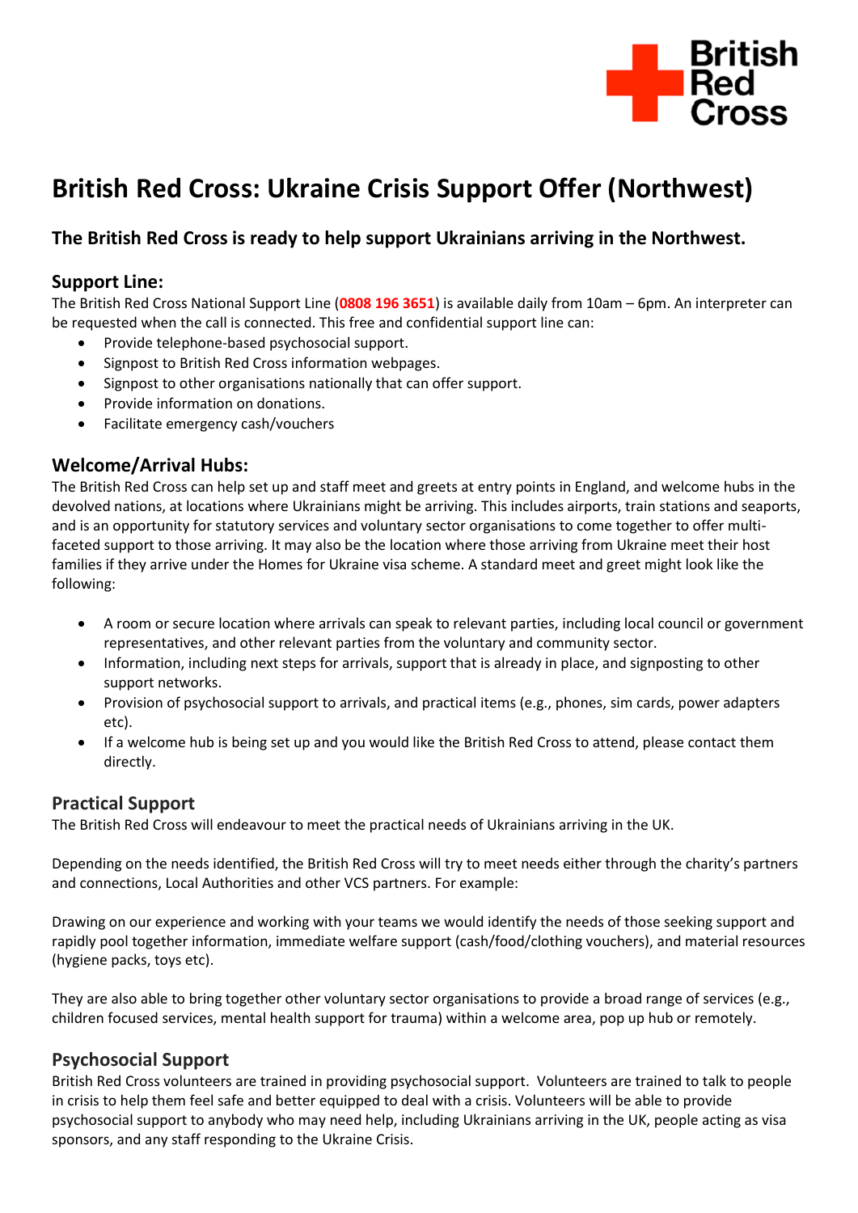# British Red Cross: Ukraine Crisis Support Offer (Northwest)

### The British Red Cross is ready to help support Ukrainians arriving in the Northwest.

## Support Line:

The British Red Cross National Support Line (**0808 196 3651**) is available daily from 10am – 6pm. An interpreter can be requested when the call is connected. This free and confidential support line can:

- Provide telephone-based psychosocial support.
- Signpost to British Red Cross information webpages.
- Signpost to other organisations nationally that can offer support.
- Provide information on donations.
- Facilitate emergency cash/vouchers

## Welcome/Arrival Hubs:

The British Red Cross can help set up and staff meet and greets at entry points in England, and welcome hubs in the devolved nations, at locations where Ukrainians might be arriving. This includes airports, train stations and seaports, and is an opportunity for statutory services and voluntary sector organisations to come together to offer multi-faceted support to those arriving. It may also be the location where those arriving from Ukraine meet their host families if they arrive under the Homes for Ukraine visa scheme. A standard meet and greet might look like the following:

- A room or secure location where arrivals can speak to relevant parties, including local council or government representatives, and other relevant parties from the voluntary and community sector.
- Information, including next steps for arrivals, support that is already in place, and signposting to other support networks.
- Provision of psychosocial support to arrivals, and practical items (e.g., phones, sim cards, power adapters etc).
- If a welcome hub is being set up and you would like the British Red Cross to attend, please contact them directly.

## Practical Support

The British Red Cross will endeavour to meet the practical needs of Ukrainians arriving in the UK.

Depending on the needs identified, the British Red Cross will try to meet needs either through the charity's partners and connections, Local Authorities and other VCS partners. For example:

Drawing on our experience and working with your teams we would identify the needs of those seeking support and rapidly pool together information, immediate welfare support (cash/food/clothing vouchers), and material resources (hygiene packs, toys etc).

They are also able to bring together other voluntary sector organisations to provide a broad range of services (e.g., children focused services, mental health support for trauma) within a welcome area, pop up hub or remotely.

## Psychosocial Support

British Red Cross volunteers are trained in providing psychosocial support. Volunteers are trained to talk to people in crisis to help them feel safe and better equipped to deal with a crisis. Volunteers will be able to provide psychosocial support to anybody who may need help, including Ukrainians arriving in the UK, people acting as visa sponsors, and any staff responding to the Ukraine Crisis.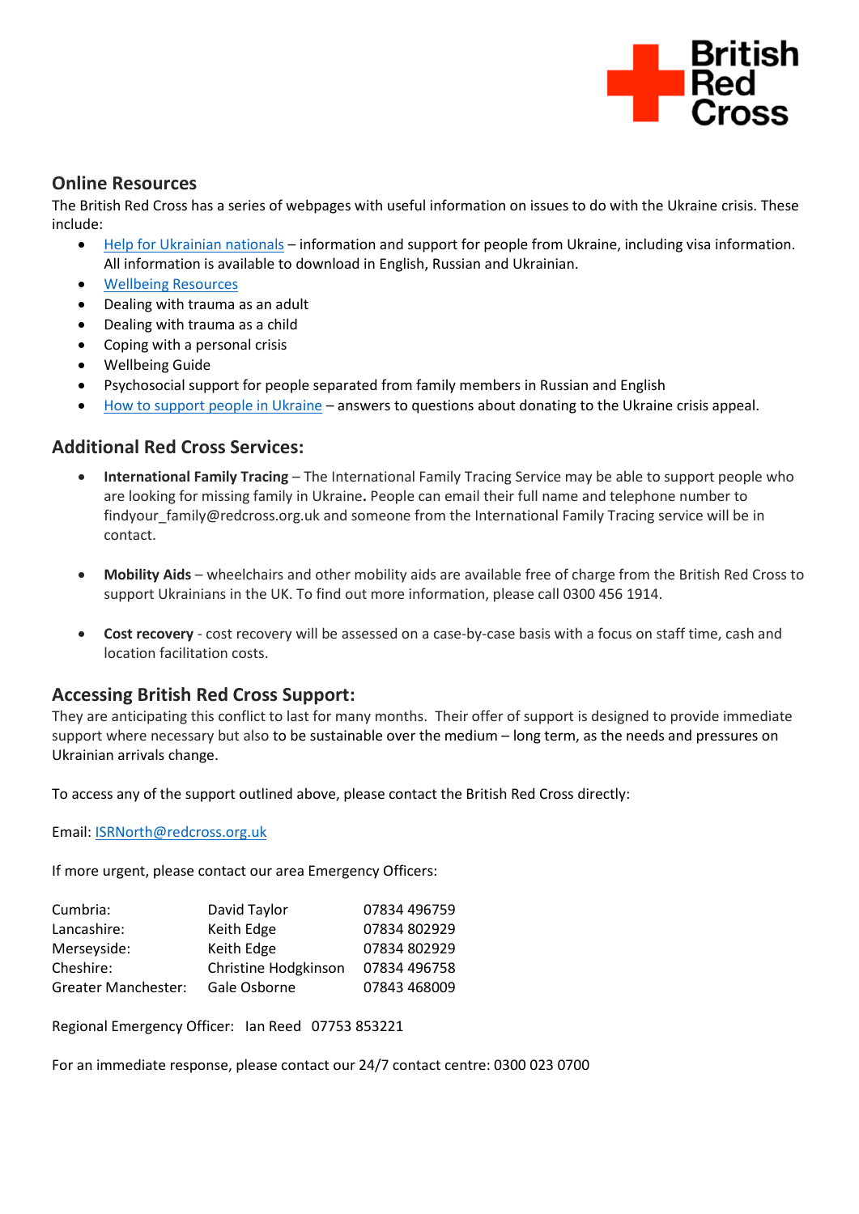## Online Resources

The British Red Cross has a series of webpages with useful information on issues to do with the Ukraine crisis. These include:

- Help for Ukrainian nationals – information and support for people from Ukraine, including visa information. All information is available to download in English, Russian and Ukrainian.
- Wellbeing Resources
- Dealing with trauma as an adult
- Dealing with trauma as a child
- Coping with a personal crisis
- Wellbeing Guide
- Psychosocial support for people separated from family members in Russian and English
- How to support people in Ukraine – answers to questions about donating to the Ukraine crisis appeal.

## Additional Red Cross Services:

- **International Family Tracing** – The International Family Tracing Service may be able to support people who are looking for missing family in Ukraine**.** People can email their full name and telephone number to findyour_family@redcross.org.uk and someone from the International Family Tracing service will be in contact.

- **Mobility Aids** – wheelchairs and other mobility aids are available free of charge from the British Red Cross to support Ukrainians in the UK. To find out more information, please call 0300 456 1914.

- **Cost recovery** - cost recovery will be assessed on a case-by-case basis with a focus on staff time, cash and location facilitation costs.

## Accessing British Red Cross Support:

They are anticipating this conflict to last for many months. Their offer of support is designed to provide immediate support where necessary but also to be sustainable over the medium – long term, as the needs and pressures on Ukrainian arrivals change.

To access any of the support outlined above, please contact the British Red Cross directly:

Email: ISRNorth@redcross.org.uk

If more urgent, please contact our area Emergency Officers:

| | | |
|---|---|---|
| Cumbria: | David Taylor | 07834 496759 |
| Lancashire: | Keith Edge | 07834 802929 |
| Merseyside: | Keith Edge | 07834 802929 |
| Cheshire: | Christine Hodgkinson | 07834 496758 |
| Greater Manchester: | Gale Osborne | 07843 468009 |

Regional Emergency Officer: Ian Reed 07753 853221

For an immediate response, please contact our 24/7 contact centre: 0300 023 0700